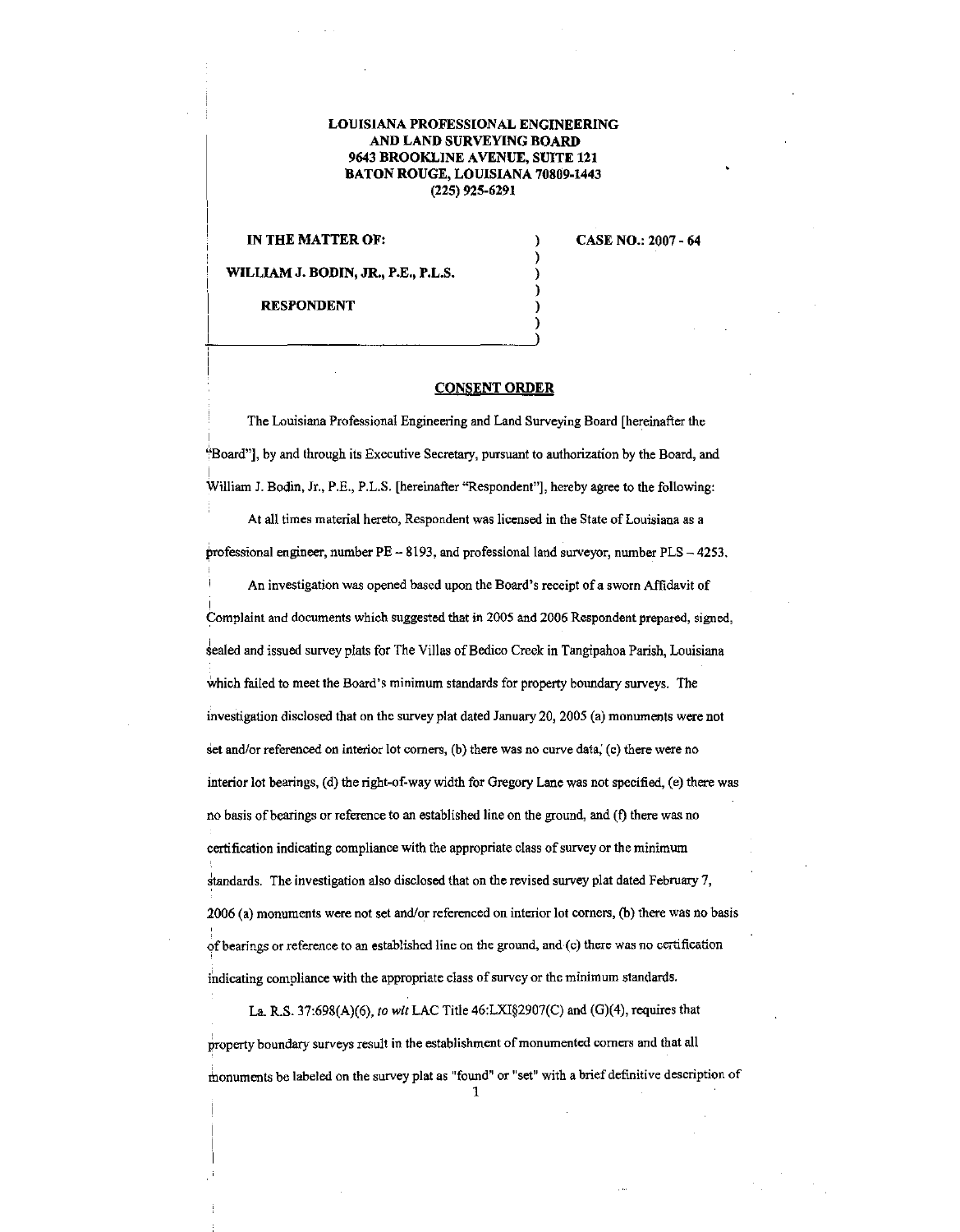**LOUISIANA PROFESSIONAL ENGINEERING AND LAND SURVEYING BOARD**
**9643 BROOKLINE AVENUE, SUITE 121**
**BATON ROUGE, LOUISIANA 70809-1443**
**(225) 925-6291**

| | | |
|---|---|---|
| **IN THE MATTER OF:** | ) | **CASE NO.: 2007 - 64** |
| | ) | |
| **WILLIAM J. BODIN, JR., P.E., P.L.S.** | ) | |
| | ) | |
| **RESPONDENT** | ) | |
| | ) | |

**CONSENT ORDER**

The Louisiana Professional Engineering and Land Surveying Board [hereinafter the "Board"], by and through its Executive Secretary, pursuant to authorization by the Board, and William J. Bodin, Jr., P.E., P.L.S. [hereinafter "Respondent"], hereby agree to the following:

At all times material hereto, Respondent was licensed in the State of Louisiana as a professional engineer, number PE – 8193, and professional land surveyor, number PLS – 4253.

An investigation was opened based upon the Board's receipt of a sworn Affidavit of Complaint and documents which suggested that in 2005 and 2006 Respondent prepared, signed, sealed and issued survey plats for The Villas of Bedico Creek in Tangipahoa Parish, Louisiana which failed to meet the Board's minimum standards for property boundary surveys. The investigation disclosed that on the survey plat dated January 20, 2005 (a) monuments were not set and/or referenced on interior lot corners, (b) there was no curve data, (c) there were no interior lot bearings, (d) the right-of-way width for Gregory Lane was not specified, (e) there was no basis of bearings or reference to an established line on the ground, and (f) there was no certification indicating compliance with the appropriate class of survey or the minimum standards. The investigation also disclosed that on the revised survey plat dated February 7, 2006 (a) monuments were not set and/or referenced on interior lot corners, (b) there was no basis of bearings or reference to an established line on the ground, and (c) there was no certification indicating compliance with the appropriate class of survey or the minimum standards.

La. R.S. 37:698(A)(6), *to wit* LAC Title 46:LXI§2907(C) and (G)(4), requires that property boundary surveys result in the establishment of monumented corners and that all monuments be labeled on the survey plat as "found" or "set" with a brief definitive description of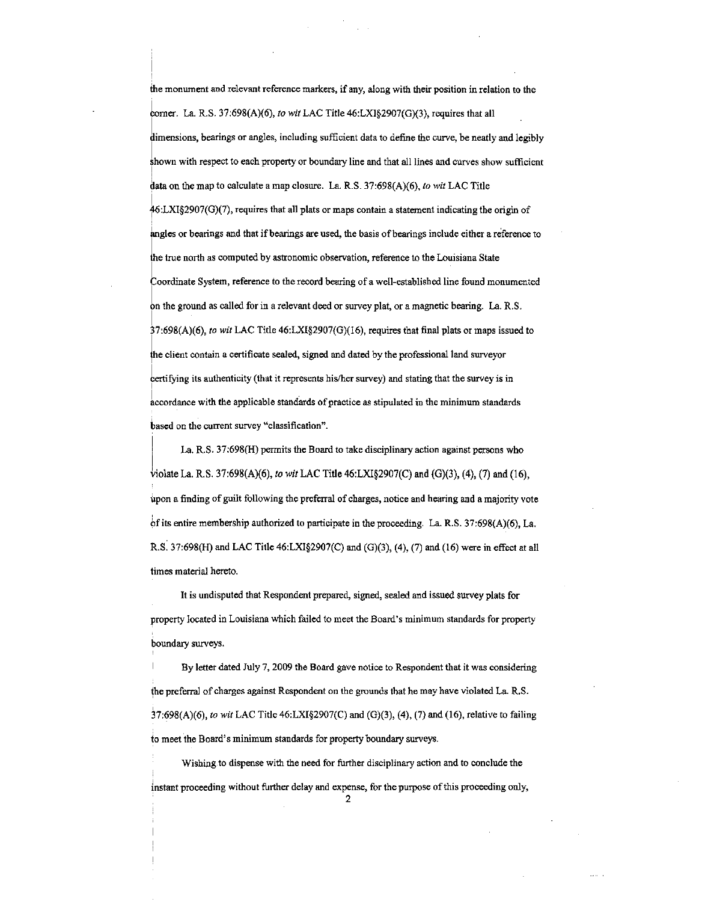the monument and relevant reference markers, if any, along with their position in relation to the corner. La. R.S. 37:698(A)(6), *to wit* LAC Title 46:LXI§2907(G)(3), requires that all dimensions, bearings or angles, including sufficient data to define the curve, be neatly and legibly shown with respect to each property or boundary line and that all lines and curves show sufficient data on the map to calculate a map closure. La. R.S. 37:698(A)(6), *to wit* LAC Title 46:LXI§2907(G)(7), requires that all plats or maps contain a statement indicating the origin of angles or bearings and that if bearings are used, the basis of bearings include either a reference to the true north as computed by astronomic observation, reference to the Louisiana State Coordinate System, reference to the record bearing of a well-established line found monumented on the ground as called for in a relevant deed or survey plat, or a magnetic bearing. La. R.S. 37:698(A)(6), *to wit* LAC Title 46:LXI§2907(G)(16), requires that final plats or maps issued to the client contain a certificate sealed, signed and dated by the professional land surveyor certifying its authenticity (that it represents his/her survey) and stating that the survey is in accordance with the applicable standards of practice as stipulated in the minimum standards based on the current survey "classification".

La. R.S. 37:698(H) permits the Board to take disciplinary action against persons who violate La. R.S. 37:698(A)(6), *to wit* LAC Title 46:LXI§2907(C) and (G)(3), (4), (7) and (16), upon a finding of guilt following the preferral of charges, notice and hearing and a majority vote of its entire membership authorized to participate in the proceeding. La. R.S. 37:698(A)(6), La. R.S. 37:698(H) and LAC Title 46:LXI§2907(C) and (G)(3), (4), (7) and (16) were in effect at all times material hereto.

It is undisputed that Respondent prepared, signed, sealed and issued survey plats for property located in Louisiana which failed to meet the Board's minimum standards for property boundary surveys.

By letter dated July 7, 2009 the Board gave notice to Respondent that it was considering the preferral of charges against Respondent on the grounds that he may have violated La. R.S. 37:698(A)(6), *to wit* LAC Title 46:LXI§2907(C) and (G)(3), (4), (7) and (16), relative to failing to meet the Board's minimum standards for property boundary surveys.

Wishing to dispense with the need for further disciplinary action and to conclude the instant proceeding without further delay and expense, for the purpose of this proceeding only,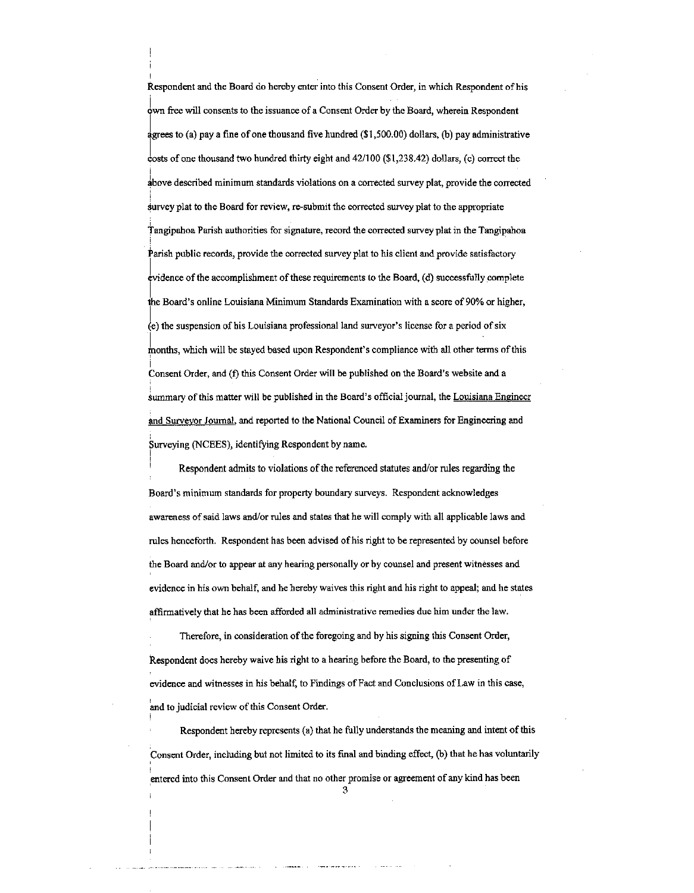Respondent and the Board do hereby enter into this Consent Order, in which Respondent of his own free will consents to the issuance of a Consent Order by the Board, wherein Respondent agrees to (a) pay a fine of one thousand five hundred ($1,500.00) dollars, (b) pay administrative costs of one thousand two hundred thirty eight and 42/100 ($1,238.42) dollars, (c) correct the above described minimum standards violations on a corrected survey plat, provide the corrected survey plat to the Board for review, re-submit the corrected survey plat to the appropriate Tangipahoa Parish authorities for signature, record the corrected survey plat in the Tangipahoa Parish public records, provide the corrected survey plat to his client and provide satisfactory evidence of the accomplishment of these requirements to the Board, (d) successfully complete the Board's online Louisiana Minimum Standards Examination with a score of 90% or higher, (e) the suspension of his Louisiana professional land surveyor's license for a period of six months, which will be stayed based upon Respondent's compliance with all other terms of this Consent Order, and (f) this Consent Order will be published on the Board's website and a summary of this matter will be published in the Board's official journal, the Louisiana Engineer and Surveyor Journal, and reported to the National Council of Examiners for Engineering and Surveying (NCEES), identifying Respondent by name.

Respondent admits to violations of the referenced statutes and/or rules regarding the Board's minimum standards for property boundary surveys. Respondent acknowledges awareness of said laws and/or rules and states that he will comply with all applicable laws and rules henceforth. Respondent has been advised of his right to be represented by counsel before the Board and/or to appear at any hearing personally or by counsel and present witnesses and evidence in his own behalf, and he hereby waives this right and his right to appeal; and he states affirmatively that he has been afforded all administrative remedies due him under the law.

Therefore, in consideration of the foregoing and by his signing this Consent Order, Respondent does hereby waive his right to a hearing before the Board, to the presenting of evidence and witnesses in his behalf, to Findings of Fact and Conclusions of Law in this case, and to judicial review of this Consent Order.

Respondent hereby represents (a) that he fully understands the meaning and intent of this Consent Order, including but not limited to its final and binding effect, (b) that he has voluntarily entered into this Consent Order and that no other promise or agreement of any kind has been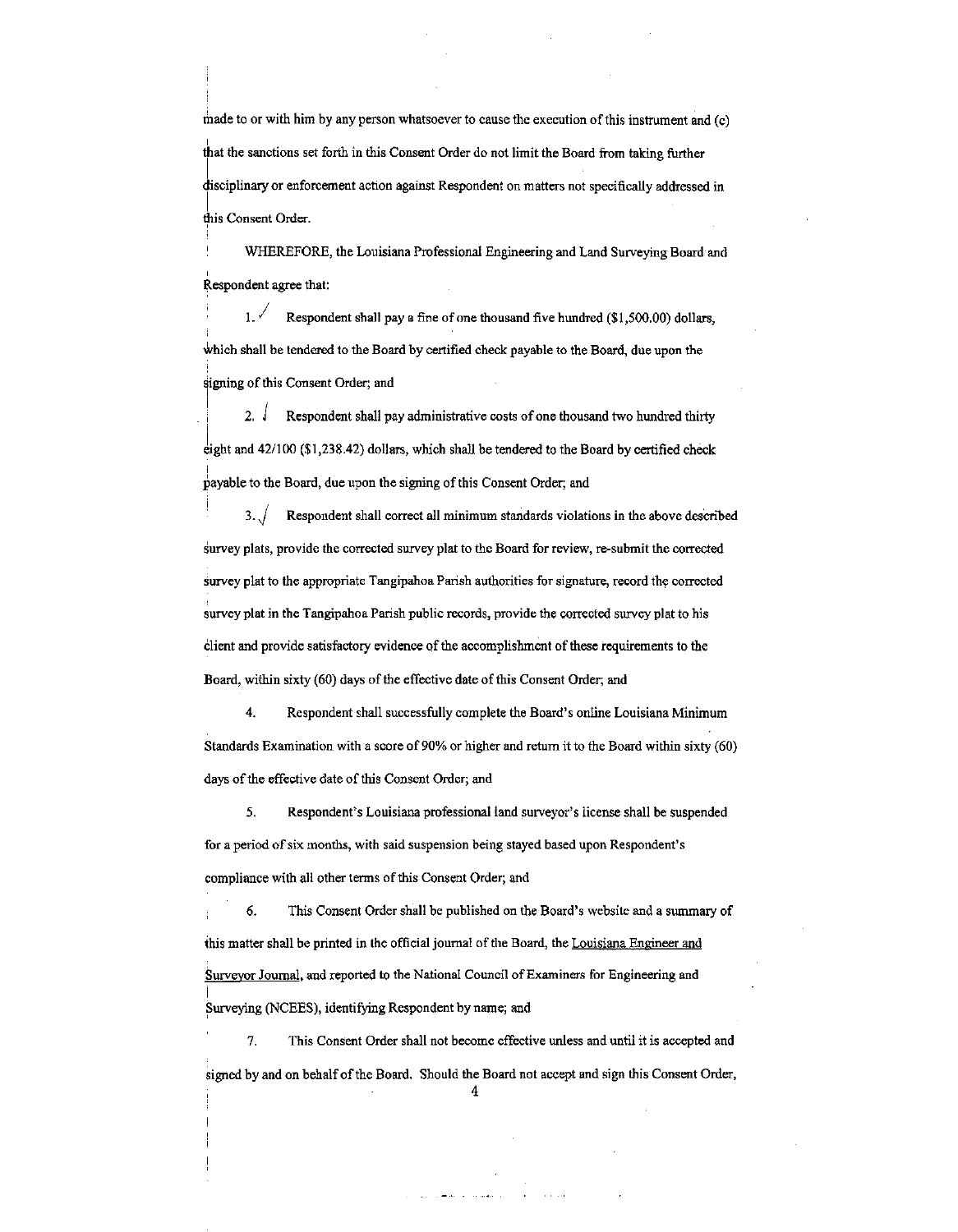made to or with him by any person whatsoever to cause the execution of this instrument and (c) that the sanctions set forth in this Consent Order do not limit the Board from taking further disciplinary or enforcement action against Respondent on matters not specifically addressed in this Consent Order.

WHEREFORE, the Louisiana Professional Engineering and Land Surveying Board and Respondent agree that:

1. Respondent shall pay a fine of one thousand five hundred ($1,500.00) dollars, which shall be tendered to the Board by certified check payable to the Board, due upon the signing of this Consent Order; and

2. Respondent shall pay administrative costs of one thousand two hundred thirty eight and 42/100 ($1,238.42) dollars, which shall be tendered to the Board by certified check payable to the Board, due upon the signing of this Consent Order; and

3. Respondent shall correct all minimum standards violations in the above described survey plats, provide the corrected survey plat to the Board for review, re-submit the corrected survey plat to the appropriate Tangipahoa Parish authorities for signature, record the corrected survey plat in the Tangipahoa Parish public records, provide the corrected survey plat to his client and provide satisfactory evidence of the accomplishment of these requirements to the Board, within sixty (60) days of the effective date of this Consent Order; and

4. Respondent shall successfully complete the Board's online Louisiana Minimum Standards Examination with a score of 90% or higher and return it to the Board within sixty (60) days of the effective date of this Consent Order; and

5. Respondent's Louisiana professional land surveyor's license shall be suspended for a period of six months, with said suspension being stayed based upon Respondent's compliance with all other terms of this Consent Order; and

6. This Consent Order shall be published on the Board's website and a summary of this matter shall be printed in the official journal of the Board, the Louisiana Engineer and Surveyor Journal, and reported to the National Council of Examiners for Engineering and Surveying (NCEES), identifying Respondent by name; and

7. This Consent Order shall not become effective unless and until it is accepted and signed by and on behalf of the Board. Should the Board not accept and sign this Consent Order,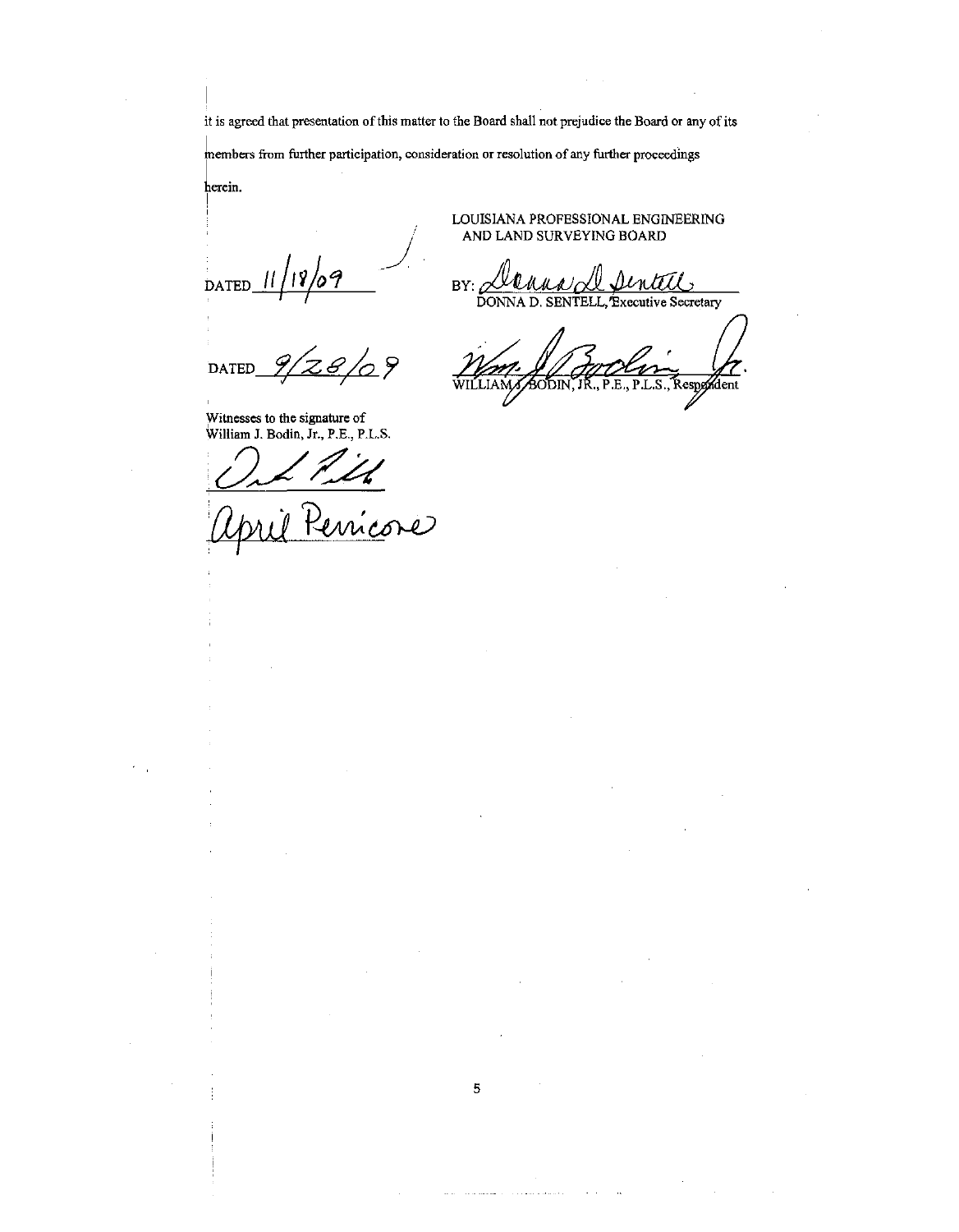it is agreed that presentation of this matter to the Board shall not prejudice the Board or any of its members from further participation, consideration or resolution of any further proceedings herein.

LOUISIANA PROFESSIONAL ENGINEERING AND LAND SURVEYING BOARD

DATED 11/18/09

BY: Donna D. Sentell
DONNA D. SENTELL, Executive Secretary

DATED 9/28/09

Wm. J. Bodin, Jr.
WILLIAM J. BODIN, JR., P.E., P.L.S., Respondent

Witnesses to the signature of
William J. Bodin, Jr., P.E., P.L.S.

April Pericone